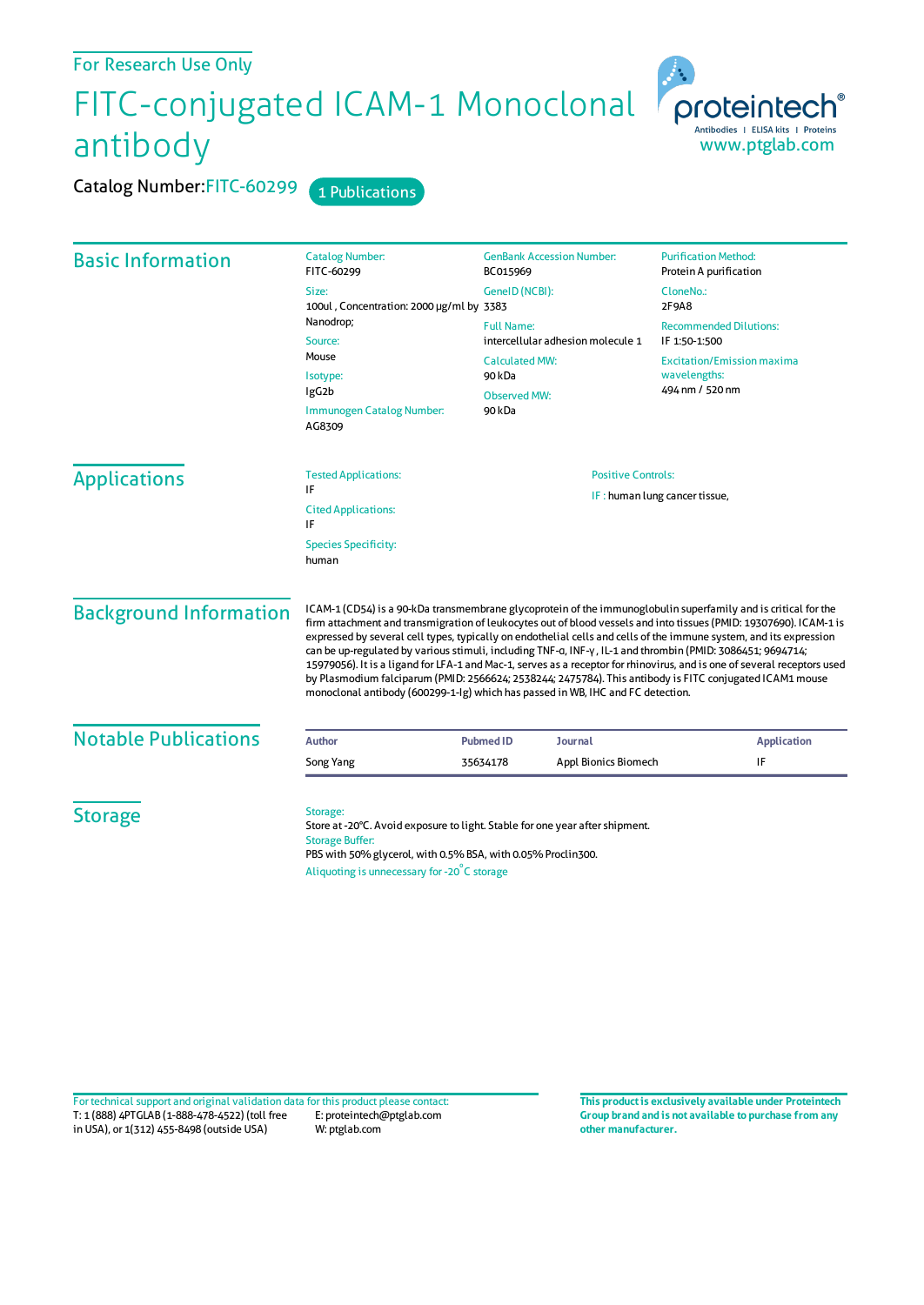For Research Use Only

# FITC-conjugated ICAM-1 Monoclonal antibody

proteintech®
Antibodies | ELISA kits | Proteins
www.ptglab.com

**Catalog Number:** FITC-60299 | 1 Publications

## Basic Information

Catalog Number:
FITC-60299

Size:
100ul , Concentration: 2000 μg/ml by Nanodrop;

Source:
Mouse

Isotype:
IgG2b

Immunogen Catalog Number:
AG8309

GenBank Accession Number:
BC015969

GeneID (NCBI):
3383

Full Name:
intercellular adhesion molecule 1

Calculated MW:
90 kDa

Observed MW:
90 kDa

Purification Method:
Protein A purification

CloneNo.:
2F9A8

Recommended Dilutions:
IF 1:50-1:500

Excitation/Emission maxima wavelengths:
494 nm / 520 nm

## Applications

Tested Applications:
IF

Cited Applications:
IF

Species Specificity:
human

Positive Controls:

IF : human lung cancer tissue,

## Background Information

ICAM-1 (CD54) is a 90-kDa transmembrane glycoprotein of the immunoglobulin superfamily and is critical for the firm attachment and transmigration of leukocytes out of blood vessels and into tissues (PMID: 19307690). ICAM-1 is expressed by several cell types, typically on endothelial cells and cells of the immune system, and its expression can be up-regulated by various stimuli, including TNF-α, INF-γ , IL-1 and thrombin (PMID: 3086451; 9694714; 15979056). It is a ligand for LFA-1 and Mac-1, serves as a receptor for rhinovirus, and is one of several receptors used by Plasmodium falciparum (PMID: 2566624; 2538244; 2475784). This antibody is FITC conjugated ICAM1 mouse monoclonal antibody (600299-1-Ig) which has passed in WB, IHC and FC detection.

## Notable Publications

| Author | Pubmed ID | Journal | Application |
|---|---|---|---|
| Song Yang | 35634178 | Appl Bionics Biomech | IF |

## Storage

Storage:
Store at -20°C. Avoid exposure to light. Stable for one year after shipment.

Storage Buffer:
PBS with 50% glycerol, with 0.5% BSA, with 0.05% Proclin300.

Aliquoting is unnecessary for -20°C storage

For technical support and original validation data for this product please contact:
T: 1 (888) 4PTGLAB (1-888-478-4522) (toll free in USA), or 1(312) 455-8498 (outside USA)
E: proteintech@ptglab.com
W: ptglab.com

**This product is exclusively available under Proteintech Group brand and is not available to purchase from any other manufacturer.**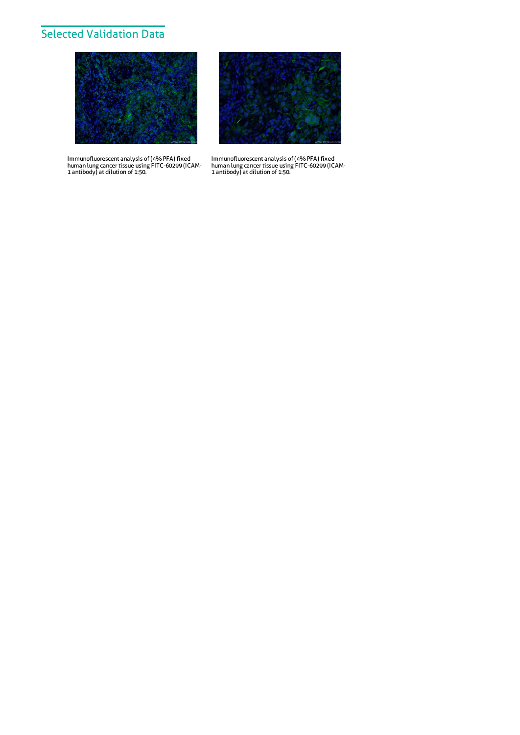## Selected Validation Data

Immunofluorescent analysis of (4% PFA) fixed human lung cancer tissue using FITC-60299 (ICAM-1 antibody) at dilution of 1:50.

Immunofluorescent analysis of (4% PFA) fixed human lung cancer tissue using FITC-60299 (ICAM-1 antibody) at dilution of 1:50.